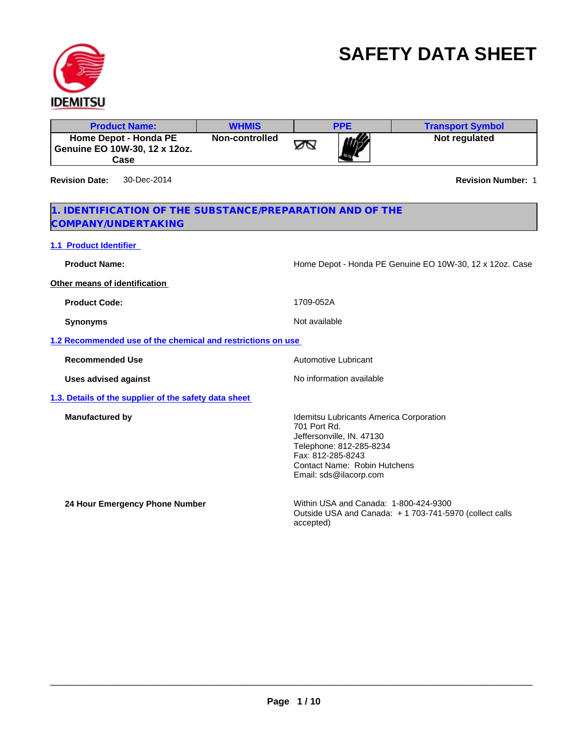IDEMITSU

# SAFETY DATA SHEET

| Product Name: | WHMIS | PPE | Transport Symbol |
| --- | --- | --- | --- |
| Home Depot - Honda PE Genuine EO 10W-30, 12 x 12oz. Case | Non-controlled | | Not regulated |

**Revision Date:** 30-Dec-2014 **Revision Number:** 1

## 1. IDENTIFICATION OF THE SUBSTANCE/PREPARATION AND OF THE COMPANY/UNDERTAKING

### 1.1 Product Identifier

**Product Name:** Home Depot - Honda PE Genuine EO 10W-30, 12 x 12oz. Case

**Other means of identification**

**Product Code:** 1709-052A

**Synonyms** Not available

### 1.2 Recommended use of the chemical and restrictions on use

**Recommended Use** Automotive Lubricant

**Uses advised against** No information available

### 1.3. Details of the supplier of the safety data sheet

**Manufactured by**

Idemitsu Lubricants America Corporation
701 Port Rd.
Jeffersonville, IN. 47130
Telephone: 812-285-8234
Fax: 812-285-8243
Contact Name: Robin Hutchens
Email: sds@ilacorp.com

**24 Hour Emergency Phone Number**

Within USA and Canada: 1-800-424-9300
Outside USA and Canada: + 1 703-741-5970 (collect calls accepted)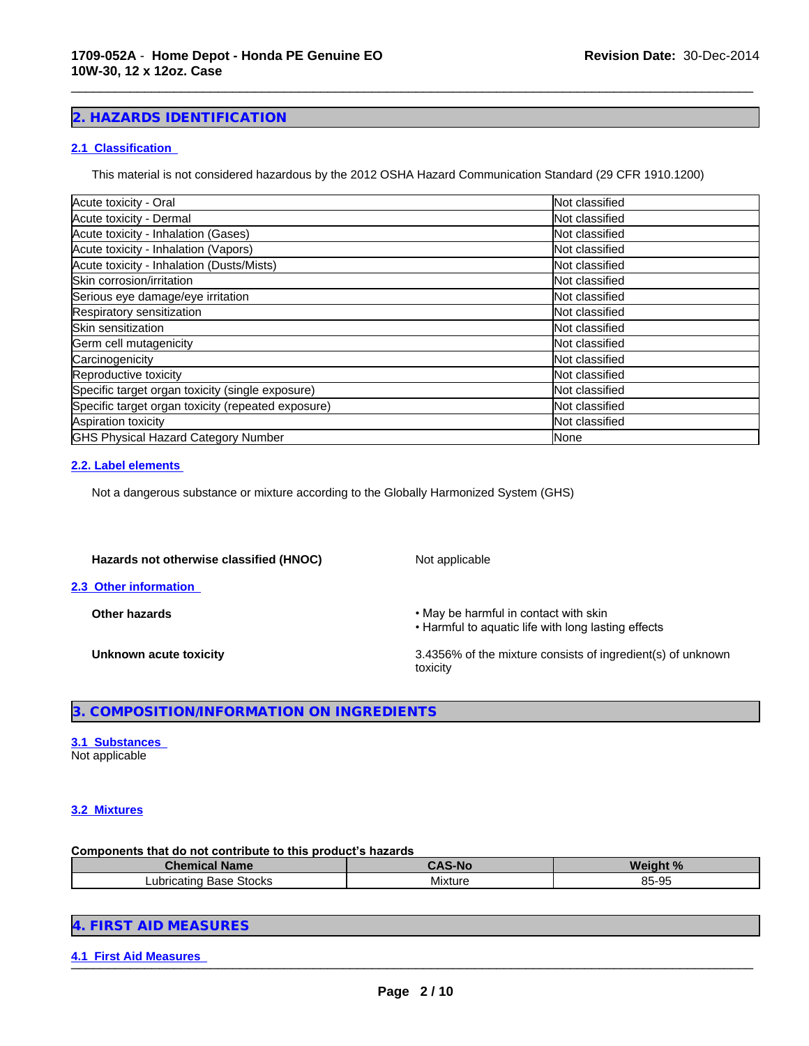## 2. HAZARDS IDENTIFICATION

### 2.1 Classification

This material is not considered hazardous by the 2012 OSHA Hazard Communication Standard (29 CFR 1910.1200)

| | |
|---|---|
| Acute toxicity - Oral | Not classified |
| Acute toxicity - Dermal | Not classified |
| Acute toxicity - Inhalation (Gases) | Not classified |
| Acute toxicity - Inhalation (Vapors) | Not classified |
| Acute toxicity - Inhalation (Dusts/Mists) | Not classified |
| Skin corrosion/irritation | Not classified |
| Serious eye damage/eye irritation | Not classified |
| Respiratory sensitization | Not classified |
| Skin sensitization | Not classified |
| Germ cell mutagenicity | Not classified |
| Carcinogenicity | Not classified |
| Reproductive toxicity | Not classified |
| Specific target organ toxicity (single exposure) | Not classified |
| Specific target organ toxicity (repeated exposure) | Not classified |
| Aspiration toxicity | Not classified |
| GHS Physical Hazard Category Number | None |

### 2.2. Label elements

Not a dangerous substance or mixture according to the Globally Harmonized System (GHS)

**Hazards not otherwise classified (HNOC)** Not applicable

### 2.3 Other information

**Other hazards**
- May be harmful in contact with skin
- Harmful to aquatic life with long lasting effects

**Unknown acute toxicity** 3.4356% of the mixture consists of ingredient(s) of unknown toxicity

## 3. COMPOSITION/INFORMATION ON INGREDIENTS

### 3.1 Substances

Not applicable

### 3.2 Mixtures

**Components that do not contribute to this product's hazards**

| Chemical Name | CAS-No | Weight % |
|---|---|---|
| Lubricating Base Stocks | Mixture | 85-95 |

## 4. FIRST AID MEASURES

### 4.1 First Aid Measures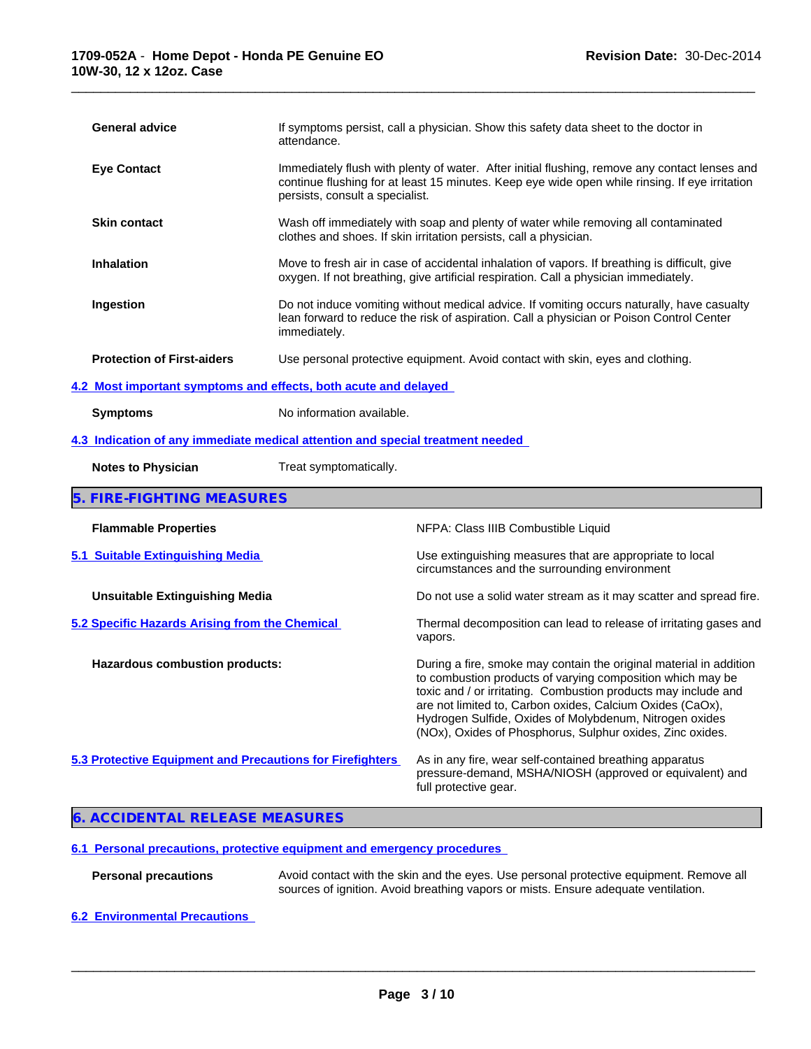**General advice**
If symptoms persist, call a physician. Show this safety data sheet to the doctor in attendance.

**Eye Contact**
Immediately flush with plenty of water. After initial flushing, remove any contact lenses and continue flushing for at least 15 minutes. Keep eye wide open while rinsing. If eye irritation persists, consult a specialist.

**Skin contact**
Wash off immediately with soap and plenty of water while removing all contaminated clothes and shoes. If skin irritation persists, call a physician.

**Inhalation**
Move to fresh air in case of accidental inhalation of vapors. If breathing is difficult, give oxygen. If not breathing, give artificial respiration. Call a physician immediately.

**Ingestion**
Do not induce vomiting without medical advice. If vomiting occurs naturally, have casualty lean forward to reduce the risk of aspiration. Call a physician or Poison Control Center immediately.

**Protection of First-aiders**
Use personal protective equipment. Avoid contact with skin, eyes and clothing.

### 4.2 Most important symptoms and effects, both acute and delayed

**Symptoms**
No information available.

### 4.3 Indication of any immediate medical attention and special treatment needed

**Notes to Physician**
Treat symptomatically.

## 5. FIRE-FIGHTING MEASURES

**Flammable Properties**
NFPA: Class IIIB Combustible Liquid

### 5.1 Suitable Extinguishing Media

Use extinguishing measures that are appropriate to local circumstances and the surrounding environment

**Unsuitable Extinguishing Media**
Do not use a solid water stream as it may scatter and spread fire.

### 5.2 Specific Hazards Arising from the Chemical

Thermal decomposition can lead to release of irritating gases and vapors.

**Hazardous combustion products:**
During a fire, smoke may contain the original material in addition to combustion products of varying composition which may be toxic and / or irritating. Combustion products may include and are not limited to, Carbon oxides, Calcium Oxides (CaOx), Hydrogen Sulfide, Oxides of Molybdenum, Nitrogen oxides (NOx), Oxides of Phosphorus, Sulphur oxides, Zinc oxides.

### 5.3 Protective Equipment and Precautions for Firefighters

As in any fire, wear self-contained breathing apparatus pressure-demand, MSHA/NIOSH (approved or equivalent) and full protective gear.

## 6. ACCIDENTAL RELEASE MEASURES

### 6.1 Personal precautions, protective equipment and emergency procedures

**Personal precautions**
Avoid contact with the skin and the eyes. Use personal protective equipment. Remove all sources of ignition. Avoid breathing vapors or mists. Ensure adequate ventilation.

### 6.2 Environmental Precautions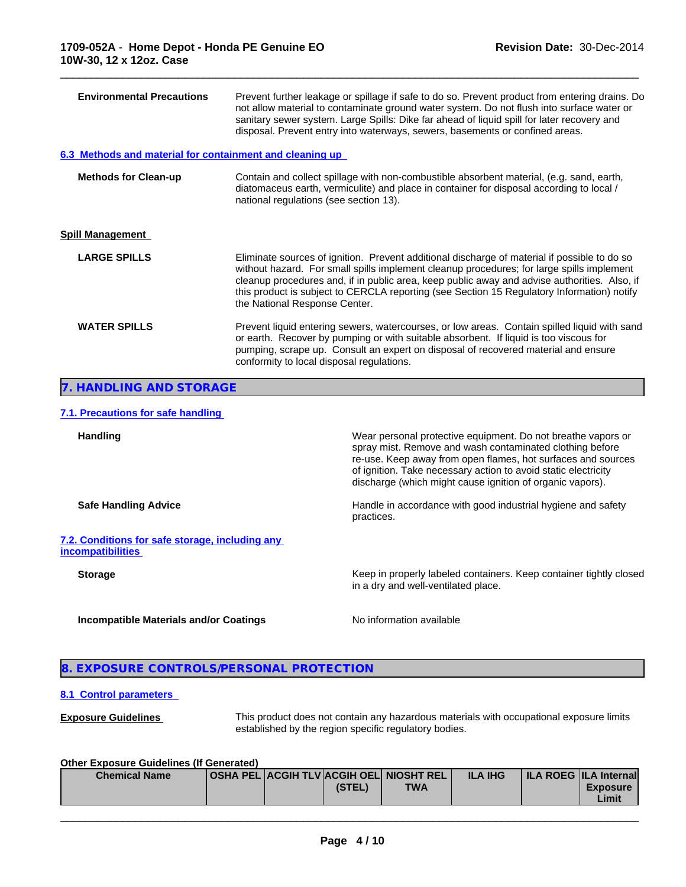**Environmental Precautions** — Prevent further leakage or spillage if safe to do so. Prevent product from entering drains. Do not allow material to contaminate ground water system. Do not flush into surface water or sanitary sewer system. Large Spills: Dike far ahead of liquid spill for later recovery and disposal. Prevent entry into waterways, sewers, basements or confined areas.

### 6.3 Methods and material for containment and cleaning up

**Methods for Clean-up** — Contain and collect spillage with non-combustible absorbent material, (e.g. sand, earth, diatomaceous earth, vermiculite) and place in container for disposal according to local / national regulations (see section 13).

### Spill Management

**LARGE SPILLS** — Eliminate sources of ignition. Prevent additional discharge of material if possible to do so without hazard. For small spills implement cleanup procedures; for large spills implement cleanup procedures and, if in public area, keep public away and advise authorities. Also, if this product is subject to CERCLA reporting (see Section 15 Regulatory Information) notify the National Response Center.

**WATER SPILLS** — Prevent liquid entering sewers, watercourses, or low areas. Contain spilled liquid with sand or earth. Recover by pumping or with suitable absorbent. If liquid is too viscous for pumping, scrape up. Consult an expert on disposal of recovered material and ensure conformity to local disposal regulations.

## 7. HANDLING AND STORAGE

### 7.1. Precautions for safe handling

**Handling** — Wear personal protective equipment. Do not breathe vapors or spray mist. Remove and wash contaminated clothing before re-use. Keep away from open flames, hot surfaces and sources of ignition. Take necessary action to avoid static electricity discharge (which might cause ignition of organic vapors).

**Safe Handling Advice** — Handle in accordance with good industrial hygiene and safety practices.

### 7.2. Conditions for safe storage, including any incompatibilities

**Storage** — Keep in properly labeled containers. Keep container tightly closed in a dry and well-ventilated place.

**Incompatible Materials and/or Coatings** — No information available

## 8. EXPOSURE CONTROLS/PERSONAL PROTECTION

### 8.1 Control parameters

**Exposure Guidelines** — This product does not contain any hazardous materials with occupational exposure limits established by the region specific regulatory bodies.

**Other Exposure Guidelines (If Generated)**

| Chemical Name | OSHA PEL | ACGIH TLV | ACGIH OEL (STEL) | NIOSHT REL TWA | ILA IHG | ILA ROEG | ILA Internal Exposure Limit |
|---|---|---|---|---|---|---|---|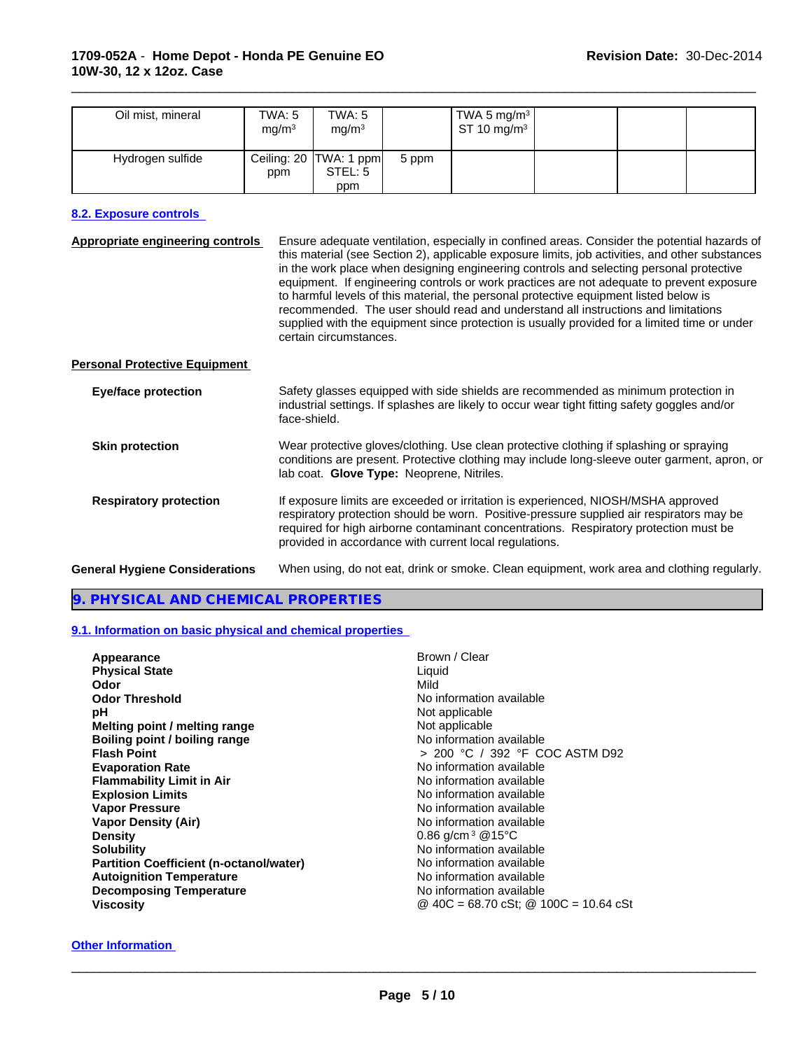| Oil mist, mineral | TWA: 5 mg/m³ | TWA: 5 mg/m³ | | TWA 5 mg/m³ ST 10 mg/m³ | | | |
|---|---|---|---|---|---|---|---|
| Hydrogen sulfide | Ceiling: 20 ppm | TWA: 1 ppm STEL: 5 ppm | 5 ppm | | | | |

### 8.2. Exposure controls

**Appropriate engineering controls**

Ensure adequate ventilation, especially in confined areas. Consider the potential hazards of this material (see Section 2), applicable exposure limits, job activities, and other substances in the work place when designing engineering controls and selecting personal protective equipment. If engineering controls or work practices are not adequate to prevent exposure to harmful levels of this material, the personal protective equipment listed below is recommended. The user should read and understand all instructions and limitations supplied with the equipment since protection is usually provided for a limited time or under certain circumstances.

**Personal Protective Equipment**

**Eye/face protection**

Safety glasses equipped with side shields are recommended as minimum protection in industrial settings. If splashes are likely to occur wear tight fitting safety goggles and/or face-shield.

**Skin protection**

Wear protective gloves/clothing. Use clean protective clothing if splashing or spraying conditions are present. Protective clothing may include long-sleeve outer garment, apron, or lab coat. **Glove Type:** Neoprene, Nitriles.

**Respiratory protection**

If exposure limits are exceeded or irritation is experienced, NIOSH/MSHA approved respiratory protection should be worn. Positive-pressure supplied air respirators may be required for high airborne contaminant concentrations. Respiratory protection must be provided in accordance with current local regulations.

**General Hygiene Considerations**

When using, do not eat, drink or smoke. Clean equipment, work area and clothing regularly.

## 9. PHYSICAL AND CHEMICAL PROPERTIES

### 9.1. Information on basic physical and chemical properties

| | |
|---|---|
| **Appearance** | Brown / Clear |
| **Physical State** | Liquid |
| **Odor** | Mild |
| **Odor Threshold** | No information available |
| **pH** | Not applicable |
| **Melting point / melting range** | Not applicable |
| **Boiling point / boiling range** | No information available |
| **Flash Point** | > 200 °C / 392 °F COC ASTM D92 |
| **Evaporation Rate** | No information available |
| **Flammability Limit in Air** | No information available |
| **Explosion Limits** | No information available |
| **Vapor Pressure** | No information available |
| **Vapor Density (Air)** | No information available |
| **Density** | 0.86 g/cm³ @15°C |
| **Solubility** | No information available |
| **Partition Coefficient (n-octanol/water)** | No information available |
| **Autoignition Temperature** | No information available |
| **Decomposing Temperature** | No information available |
| **Viscosity** | @ 40C = 68.70 cSt; @ 100C = 10.64 cSt |

**Other Information**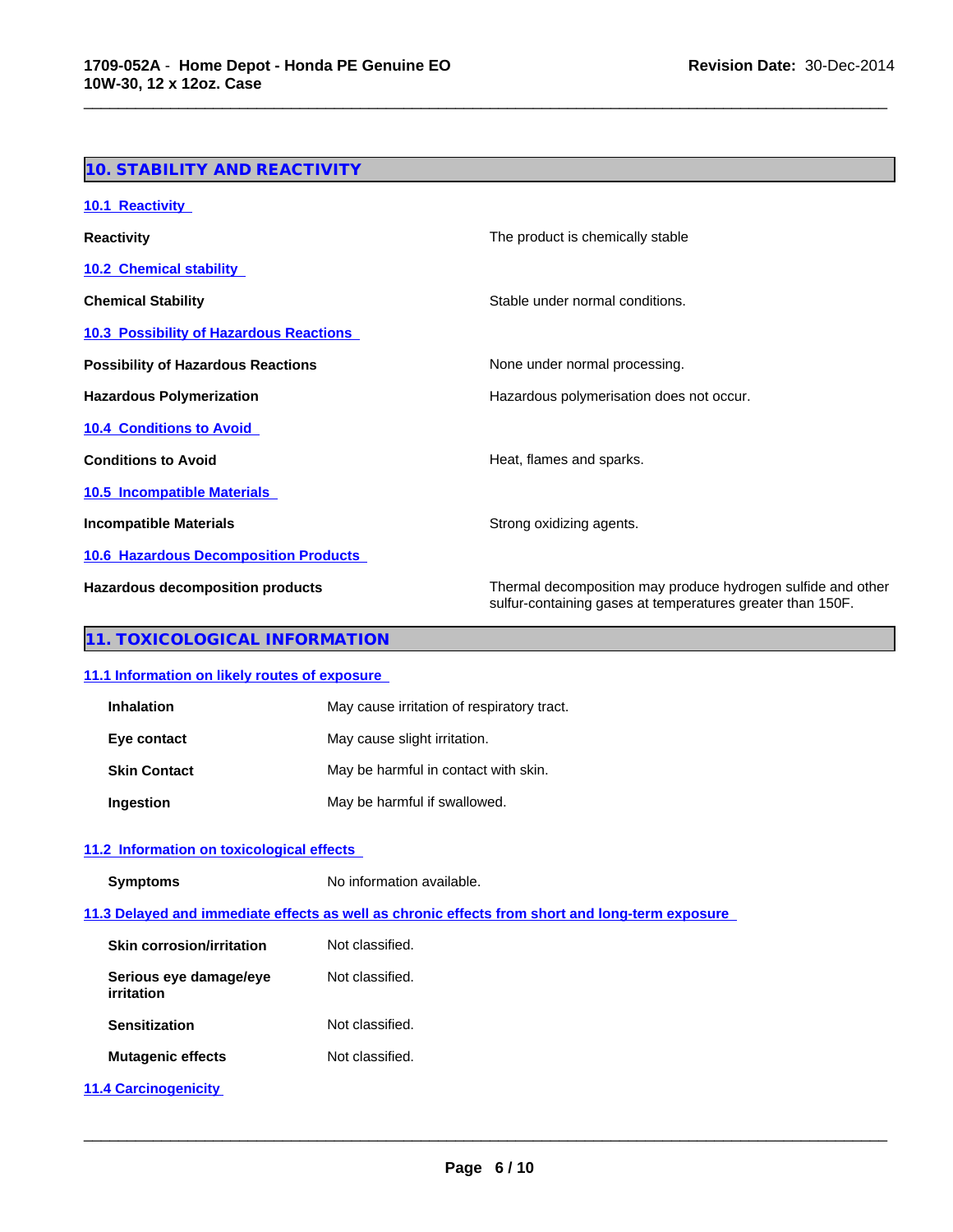## 10. STABILITY AND REACTIVITY

### 10.1 Reactivity

| | |
|---|---|
| **Reactivity** | The product is chemically stable |

### 10.2 Chemical stability

| | |
|---|---|
| **Chemical Stability** | Stable under normal conditions. |

### 10.3 Possibility of Hazardous Reactions

| | |
|---|---|
| **Possibility of Hazardous Reactions** | None under normal processing. |
| **Hazardous Polymerization** | Hazardous polymerisation does not occur. |

### 10.4 Conditions to Avoid

| | |
|---|---|
| **Conditions to Avoid** | Heat, flames and sparks. |

### 10.5 Incompatible Materials

| | |
|---|---|
| **Incompatible Materials** | Strong oxidizing agents. |

### 10.6 Hazardous Decomposition Products

| | |
|---|---|
| **Hazardous decomposition products** | Thermal decomposition may produce hydrogen sulfide and other sulfur-containing gases at temperatures greater than 150F. |

## 11. TOXICOLOGICAL INFORMATION

### 11.1 Information on likely routes of exposure

| | |
|---|---|
| **Inhalation** | May cause irritation of respiratory tract. |
| **Eye contact** | May cause slight irritation. |
| **Skin Contact** | May be harmful in contact with skin. |
| **Ingestion** | May be harmful if swallowed. |

### 11.2 Information on toxicological effects

| | |
|---|---|
| **Symptoms** | No information available. |

### 11.3 Delayed and immediate effects as well as chronic effects from short and long-term exposure

| | |
|---|---|
| **Skin corrosion/irritation** | Not classified. |
| **Serious eye damage/eye irritation** | Not classified. |
| **Sensitization** | Not classified. |
| **Mutagenic effects** | Not classified. |

### 11.4 Carcinogenicity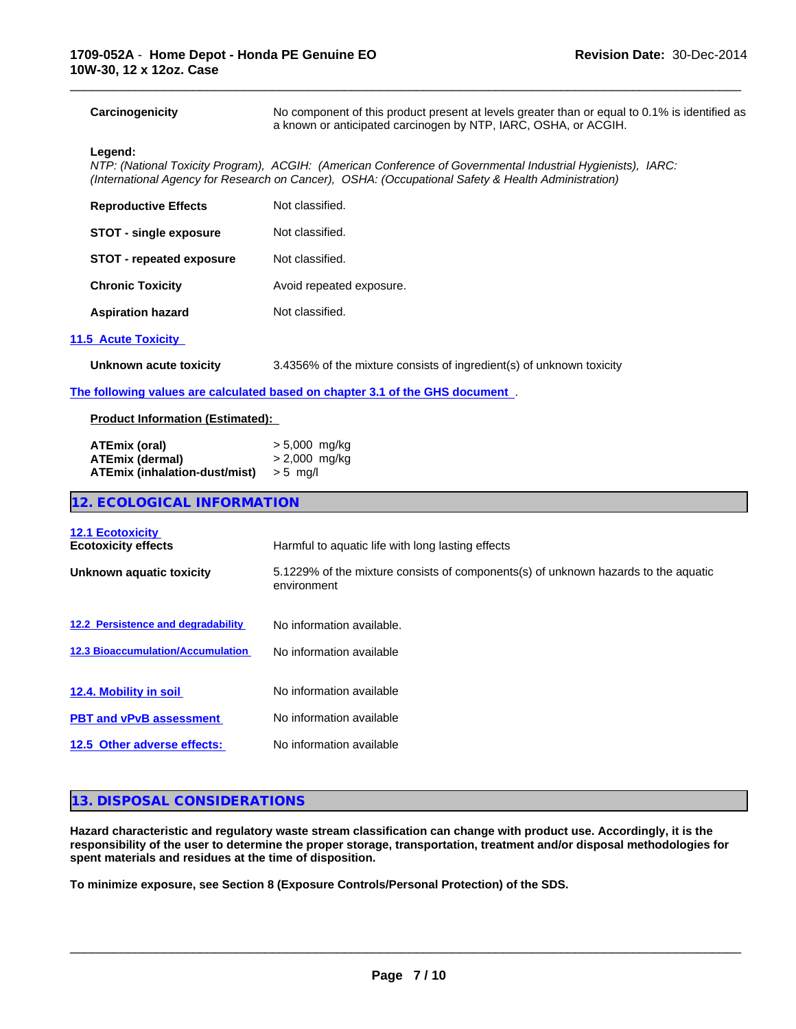| | |
|---|---|
| **Carcinogenicity** | No component of this product present at levels greater than or equal to 0.1% is identified as a known or anticipated carcinogen by NTP, IARC, OSHA, or ACGIH. |

**Legend:**
*NTP: (National Toxicity Program), ACGIH: (American Conference of Governmental Industrial Hygienists), IARC: (International Agency for Research on Cancer), OSHA: (Occupational Safety & Health Administration)*

| | |
|---|---|
| **Reproductive Effects** | Not classified. |
| **STOT - single exposure** | Not classified. |
| **STOT - repeated exposure** | Not classified. |
| **Chronic Toxicity** | Avoid repeated exposure. |
| **Aspiration hazard** | Not classified. |

### 11.5 Acute Toxicity

| | |
|---|---|
| **Unknown acute toxicity** | 3.4356% of the mixture consists of ingredient(s) of unknown toxicity |

**The following values are calculated based on chapter 3.1 of the GHS document** .

**Product Information (Estimated):**

| | |
|---|---|
| **ATEmix (oral)** | > 5,000 mg/kg |
| **ATEmix (dermal)** | > 2,000 mg/kg |
| **ATEmix (inhalation-dust/mist)** | > 5 mg/l |

## 12. ECOLOGICAL INFORMATION

### 12.1 Ecotoxicity

| | |
|---|---|
| **Ecotoxicity effects** | Harmful to aquatic life with long lasting effects |
| **Unknown aquatic toxicity** | 5.1229% of the mixture consists of components(s) of unknown hazards to the aquatic environment |
| **12.2 Persistence and degradability** | No information available. |
| **12.3 Bioaccumulation/Accumulation** | No information available |
| **12.4. Mobility in soil** | No information available |
| **PBT and vPvB assessment** | No information available |
| **12.5 Other adverse effects:** | No information available |

## 13. DISPOSAL CONSIDERATIONS

**Hazard characteristic and regulatory waste stream classification can change with product use. Accordingly, it is the responsibility of the user to determine the proper storage, transportation, treatment and/or disposal methodologies for spent materials and residues at the time of disposition.**

**To minimize exposure, see Section 8 (Exposure Controls/Personal Protection) of the SDS.**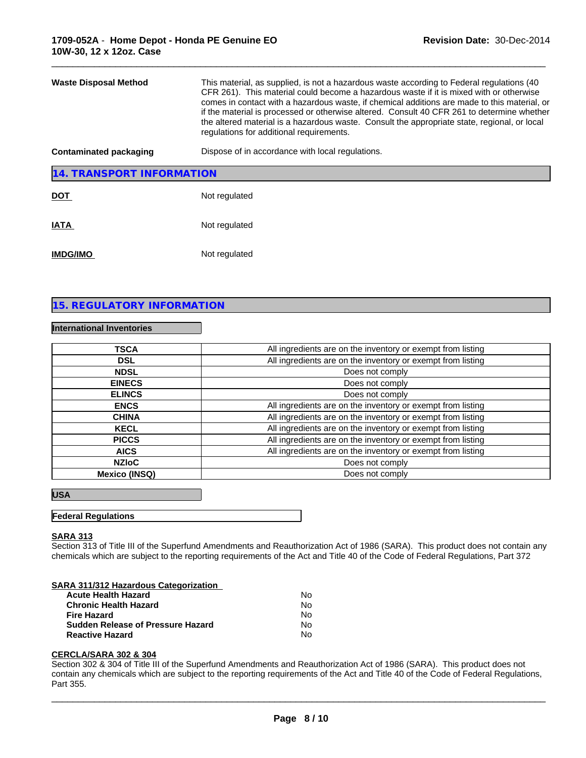**Waste Disposal Method** This material, as supplied, is not a hazardous waste according to Federal regulations (40 CFR 261). This material could become a hazardous waste if it is mixed with or otherwise comes in contact with a hazardous waste, if chemical additions are made to this material, or if the material is processed or otherwise altered. Consult 40 CFR 261 to determine whether the altered material is a hazardous waste. Consult the appropriate state, regional, or local regulations for additional requirements.

**Contaminated packaging** Dispose of in accordance with local regulations.

## 14. TRANSPORT INFORMATION

**DOT** Not regulated

**IATA** Not regulated

**IMDG/IMO** Not regulated

## 15. REGULATORY INFORMATION

### International Inventories

| | |
|---|---|
| **TSCA** | All ingredients are on the inventory or exempt from listing |
| **DSL** | All ingredients are on the inventory or exempt from listing |
| **NDSL** | Does not comply |
| **EINECS** | Does not comply |
| **ELINCS** | Does not comply |
| **ENCS** | All ingredients are on the inventory or exempt from listing |
| **CHINA** | All ingredients are on the inventory or exempt from listing |
| **KECL** | All ingredients are on the inventory or exempt from listing |
| **PICCS** | All ingredients are on the inventory or exempt from listing |
| **AICS** | All ingredients are on the inventory or exempt from listing |
| **NZIoC** | Does not comply |
| **Mexico (INSQ)** | Does not comply |

### USA

#### Federal Regulations

**SARA 313**

Section 313 of Title III of the Superfund Amendments and Reauthorization Act of 1986 (SARA). This product does not contain any chemicals which are subject to the reporting requirements of the Act and Title 40 of the Code of Federal Regulations, Part 372

**SARA 311/312 Hazardous Categorization**

| | |
|---|---|
| **Acute Health Hazard** | No |
| **Chronic Health Hazard** | No |
| **Fire Hazard** | No |
| **Sudden Release of Pressure Hazard** | No |
| **Reactive Hazard** | No |

**CERCLA/SARA 302 & 304**

Section 302 & 304 of Title III of the Superfund Amendments and Reauthorization Act of 1986 (SARA). This product does not contain any chemicals which are subject to the reporting requirements of the Act and Title 40 of the Code of Federal Regulations, Part 355.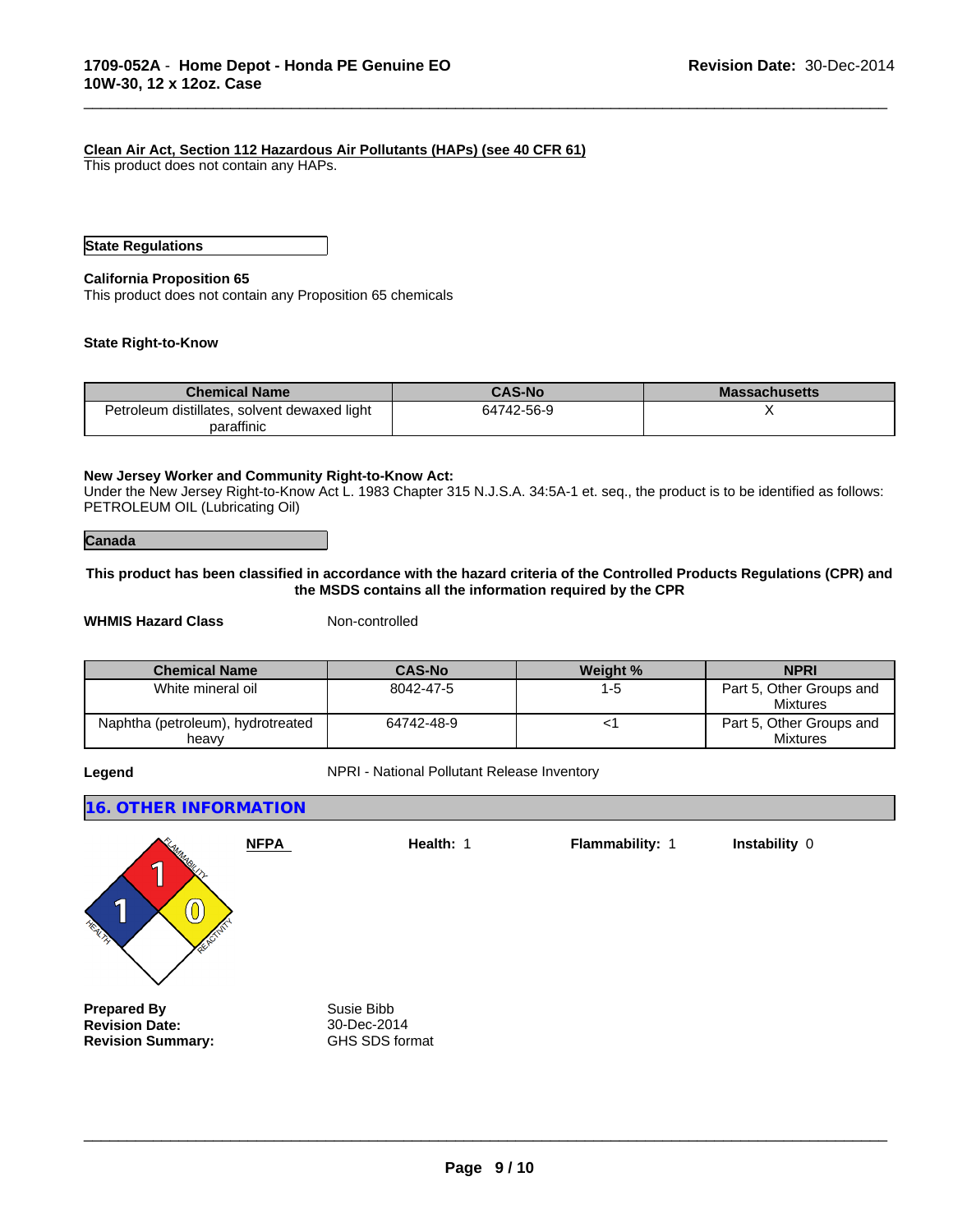**Clean Air Act, Section 112 Hazardous Air Pollutants (HAPs) (see 40 CFR 61)**
This product does not contain any HAPs.

**State Regulations**

**California Proposition 65**
This product does not contain any Proposition 65 chemicals

**State Right-to-Know**

| Chemical Name | CAS-No | Massachusetts |
|---|---|---|
| Petroleum distillates, solvent dewaxed light paraffinic | 64742-56-9 | X |

**New Jersey Worker and Community Right-to-Know Act:**
Under the New Jersey Right-to-Know Act L. 1983 Chapter 315 N.J.S.A. 34:5A-1 et. seq., the product is to be identified as follows: PETROLEUM OIL (Lubricating Oil)

**Canada**

**This product has been classified in accordance with the hazard criteria of the Controlled Products Regulations (CPR) and the MSDS contains all the information required by the CPR**

**WHMIS Hazard Class** Non-controlled

| Chemical Name | CAS-No | Weight % | NPRI |
|---|---|---|---|
| White mineral oil | 8042-47-5 | 1-5 | Part 5, Other Groups and Mixtures |
| Naphtha (petroleum), hydrotreated heavy | 64742-48-9 | <1 | Part 5, Other Groups and Mixtures |

**Legend** NPRI - National Pollutant Release Inventory

## 16. OTHER INFORMATION

**NFPA** **Health:** 1 **Flammability:** 1 **Instability** 0

**Prepared By** Susie Bibb
**Revision Date:** 30-Dec-2014
**Revision Summary:** GHS SDS format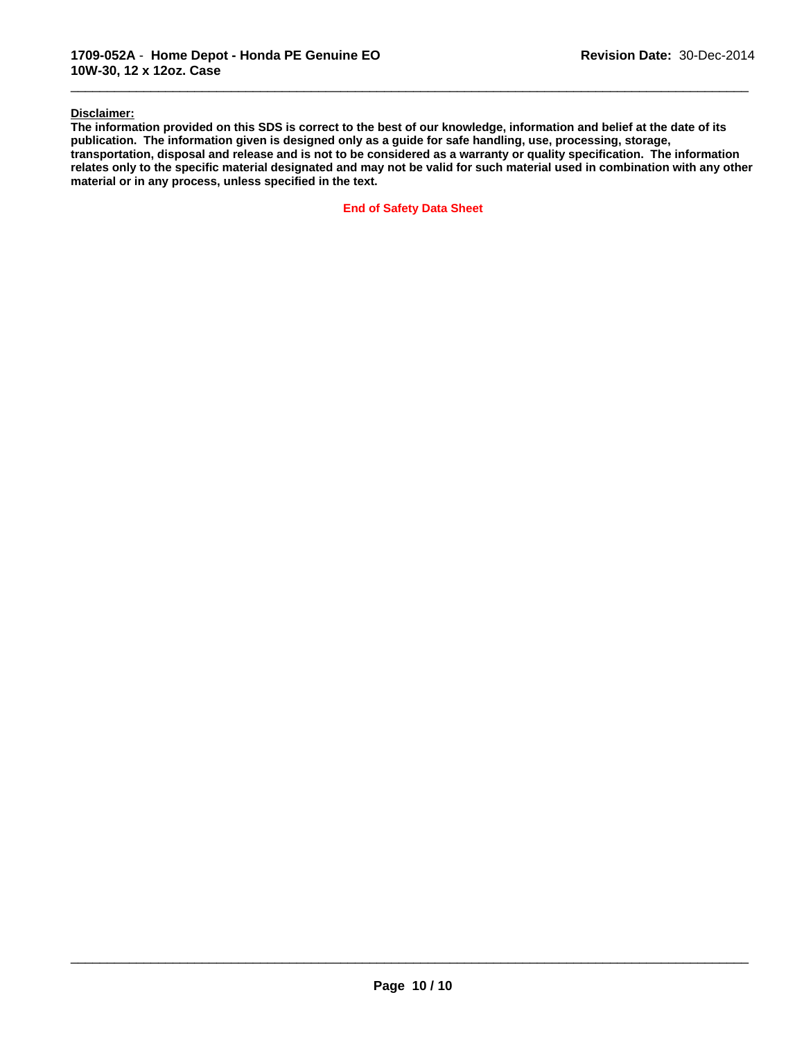**Disclaimer:**

**The information provided on this SDS is correct to the best of our knowledge, information and belief at the date of its publication. The information given is designed only as a guide for safe handling, use, processing, storage, transportation, disposal and release and is not to be considered as a warranty or quality specification. The information relates only to the specific material designated and may not be valid for such material used in combination with any other material or in any process, unless specified in the text.**

**End of Safety Data Sheet**